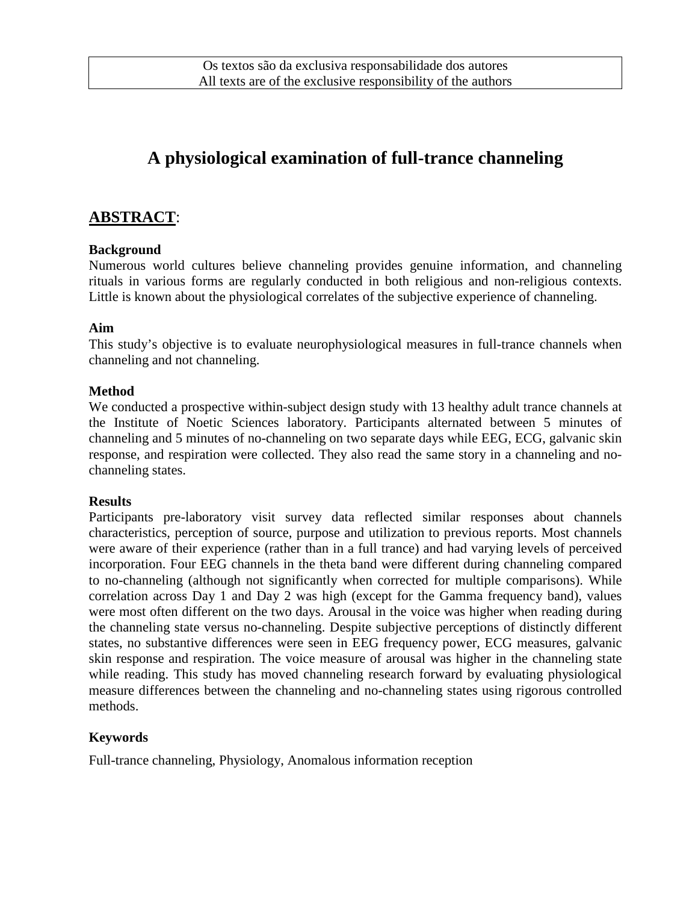Os textos são da exclusiva responsabilidade dos autores
All texts are of the exclusive responsibility of the authors

# A physiological examination of full-trance channeling

## ABSTRACT:

### Background

Numerous world cultures believe channeling provides genuine information, and channeling rituals in various forms are regularly conducted in both religious and non-religious contexts. Little is known about the physiological correlates of the subjective experience of channeling.

### Aim

This study's objective is to evaluate neurophysiological measures in full-trance channels when channeling and not channeling.

### Method

We conducted a prospective within-subject design study with 13 healthy adult trance channels at the Institute of Noetic Sciences laboratory. Participants alternated between 5 minutes of channeling and 5 minutes of no-channeling on two separate days while EEG, ECG, galvanic skin response, and respiration were collected. They also read the same story in a channeling and no-channeling states.

### Results

Participants pre-laboratory visit survey data reflected similar responses about channels characteristics, perception of source, purpose and utilization to previous reports. Most channels were aware of their experience (rather than in a full trance) and had varying levels of perceived incorporation. Four EEG channels in the theta band were different during channeling compared to no-channeling (although not significantly when corrected for multiple comparisons). While correlation across Day 1 and Day 2 was high (except for the Gamma frequency band), values were most often different on the two days. Arousal in the voice was higher when reading during the channeling state versus no-channeling. Despite subjective perceptions of distinctly different states, no substantive differences were seen in EEG frequency power, ECG measures, galvanic skin response and respiration. The voice measure of arousal was higher in the channeling state while reading. This study has moved channeling research forward by evaluating physiological measure differences between the channeling and no-channeling states using rigorous controlled methods.

### Keywords

Full-trance channeling, Physiology, Anomalous information reception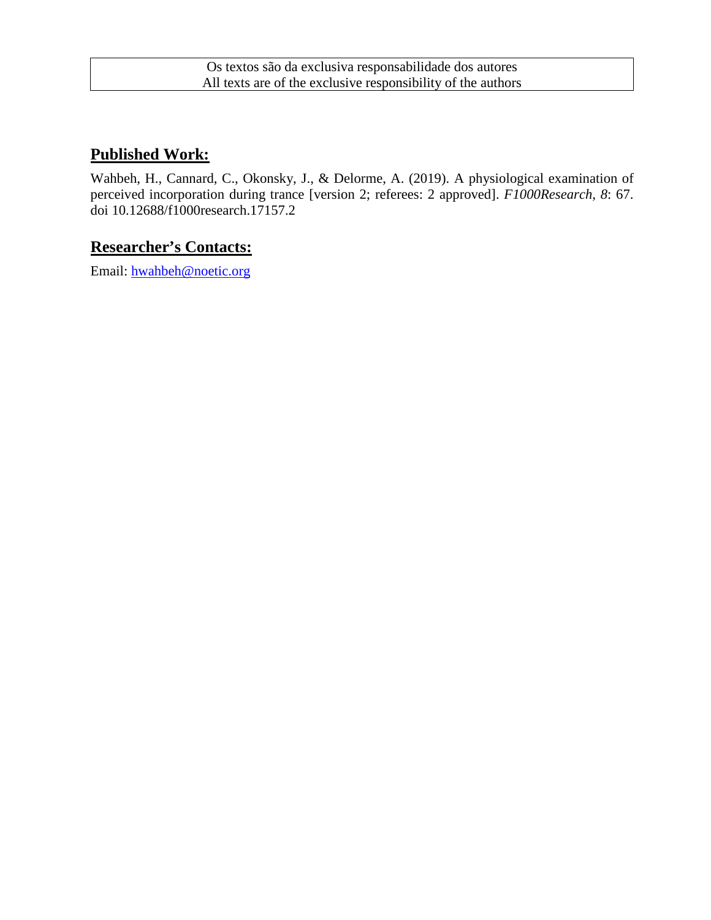Os textos são da exclusiva responsabilidade dos autores
All texts are of the exclusive responsibility of the authors

## Published Work:

Wahbeh, H., Cannard, C., Okonsky, J., & Delorme, A. (2019). A physiological examination of perceived incorporation during trance [version 2; referees: 2 approved]. *F1000Research, 8*: 67. doi 10.12688/f1000research.17157.2

## Researcher's Contacts:

Email: hwahbeh@noetic.org